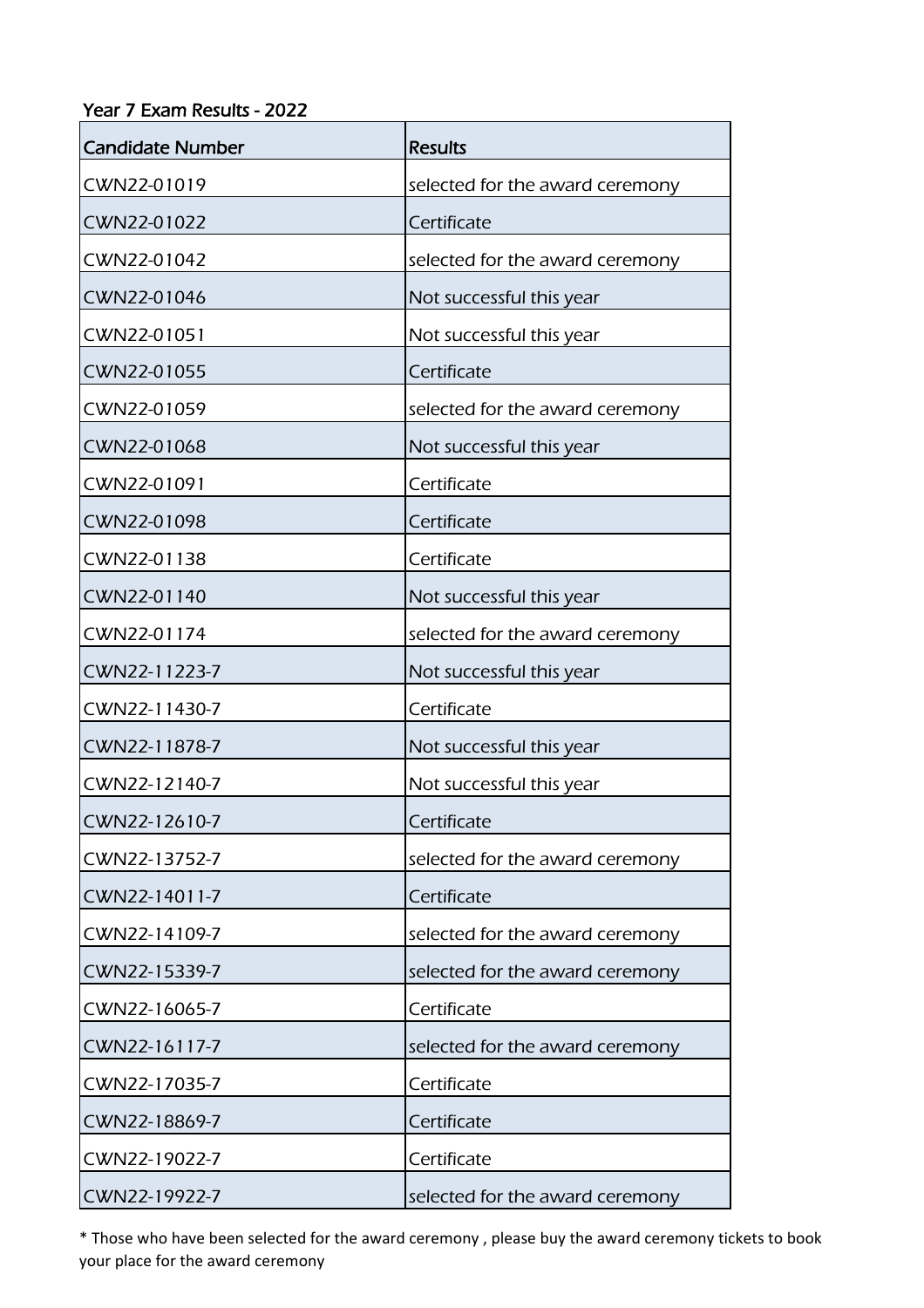Year 7 Exam Results - 2022

| Candidate Number | Results |
|---|---|
| CWN22-01019 | selected for the award ceremony |
| CWN22-01022 | Certificate |
| CWN22-01042 | selected for the award ceremony |
| CWN22-01046 | Not successful this year |
| CWN22-01051 | Not successful this year |
| CWN22-01055 | Certificate |
| CWN22-01059 | selected for the award ceremony |
| CWN22-01068 | Not successful this year |
| CWN22-01091 | Certificate |
| CWN22-01098 | Certificate |
| CWN22-01138 | Certificate |
| CWN22-01140 | Not successful this year |
| CWN22-01174 | selected for the award ceremony |
| CWN22-11223-7 | Not successful this year |
| CWN22-11430-7 | Certificate |
| CWN22-11878-7 | Not successful this year |
| CWN22-12140-7 | Not successful this year |
| CWN22-12610-7 | Certificate |
| CWN22-13752-7 | selected for the award ceremony |
| CWN22-14011-7 | Certificate |
| CWN22-14109-7 | selected for the award ceremony |
| CWN22-15339-7 | selected for the award ceremony |
| CWN22-16065-7 | Certificate |
| CWN22-16117-7 | selected for the award ceremony |
| CWN22-17035-7 | Certificate |
| CWN22-18869-7 | Certificate |
| CWN22-19022-7 | Certificate |
| CWN22-19922-7 | selected for the award ceremony |

* Those who have been selected for the award ceremony , please buy the award ceremony tickets to book your place for the award ceremony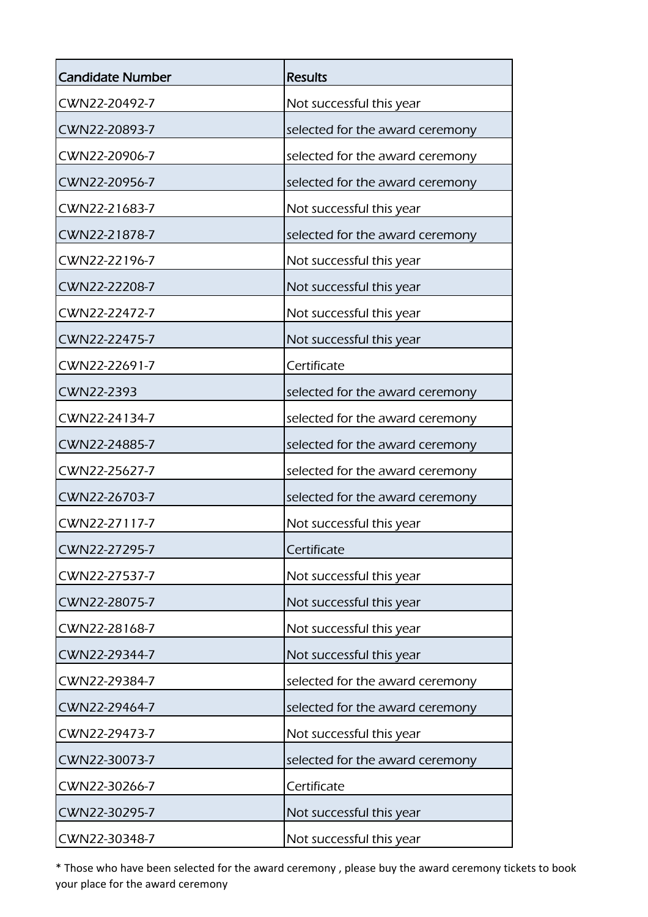| Candidate Number | Results |
| --- | --- |
| CWN22-20492-7 | Not successful this year |
| CWN22-20893-7 | selected for the award ceremony |
| CWN22-20906-7 | selected for the award ceremony |
| CWN22-20956-7 | selected for the award ceremony |
| CWN22-21683-7 | Not successful this year |
| CWN22-21878-7 | selected for the award ceremony |
| CWN22-22196-7 | Not successful this year |
| CWN22-22208-7 | Not successful this year |
| CWN22-22472-7 | Not successful this year |
| CWN22-22475-7 | Not successful this year |
| CWN22-22691-7 | Certificate |
| CWN22-2393 | selected for the award ceremony |
| CWN22-24134-7 | selected for the award ceremony |
| CWN22-24885-7 | selected for the award ceremony |
| CWN22-25627-7 | selected for the award ceremony |
| CWN22-26703-7 | selected for the award ceremony |
| CWN22-27117-7 | Not successful this year |
| CWN22-27295-7 | Certificate |
| CWN22-27537-7 | Not successful this year |
| CWN22-28075-7 | Not successful this year |
| CWN22-28168-7 | Not successful this year |
| CWN22-29344-7 | Not successful this year |
| CWN22-29384-7 | selected for the award ceremony |
| CWN22-29464-7 | selected for the award ceremony |
| CWN22-29473-7 | Not successful this year |
| CWN22-30073-7 | selected for the award ceremony |
| CWN22-30266-7 | Certificate |
| CWN22-30295-7 | Not successful this year |
| CWN22-30348-7 | Not successful this year |

* Those who have been selected for the award ceremony , please buy the award ceremony tickets to book your place for the award ceremony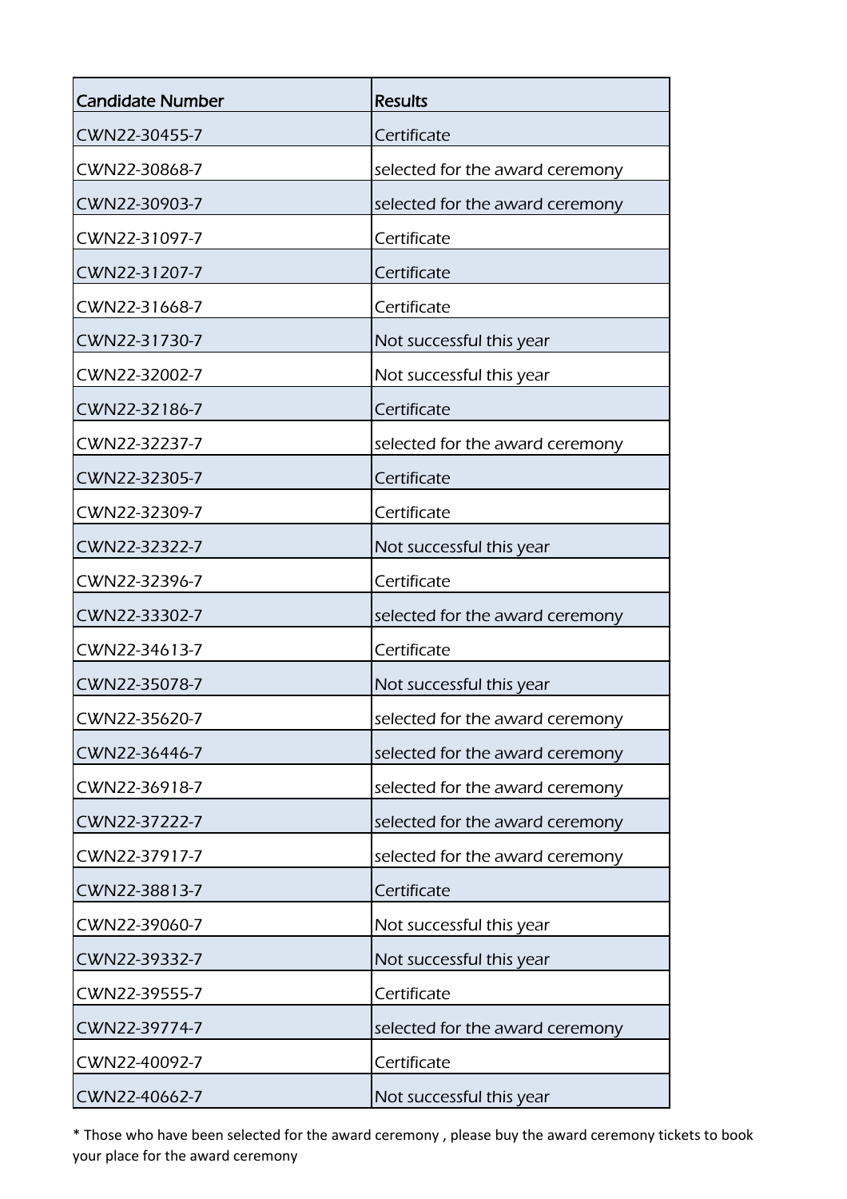| Candidate Number | Results |
|---|---|
| CWN22-30455-7 | Certificate |
| CWN22-30868-7 | selected for the award ceremony |
| CWN22-30903-7 | selected for the award ceremony |
| CWN22-31097-7 | Certificate |
| CWN22-31207-7 | Certificate |
| CWN22-31668-7 | Certificate |
| CWN22-31730-7 | Not successful this year |
| CWN22-32002-7 | Not successful this year |
| CWN22-32186-7 | Certificate |
| CWN22-32237-7 | selected for the award ceremony |
| CWN22-32305-7 | Certificate |
| CWN22-32309-7 | Certificate |
| CWN22-32322-7 | Not successful this year |
| CWN22-32396-7 | Certificate |
| CWN22-33302-7 | selected for the award ceremony |
| CWN22-34613-7 | Certificate |
| CWN22-35078-7 | Not successful this year |
| CWN22-35620-7 | selected for the award ceremony |
| CWN22-36446-7 | selected for the award ceremony |
| CWN22-36918-7 | selected for the award ceremony |
| CWN22-37222-7 | selected for the award ceremony |
| CWN22-37917-7 | selected for the award ceremony |
| CWN22-38813-7 | Certificate |
| CWN22-39060-7 | Not successful this year |
| CWN22-39332-7 | Not successful this year |
| CWN22-39555-7 | Certificate |
| CWN22-39774-7 | selected for the award ceremony |
| CWN22-40092-7 | Certificate |
| CWN22-40662-7 | Not successful this year |

* Those who have been selected for the award ceremony , please buy the award ceremony tickets to book your place for the award ceremony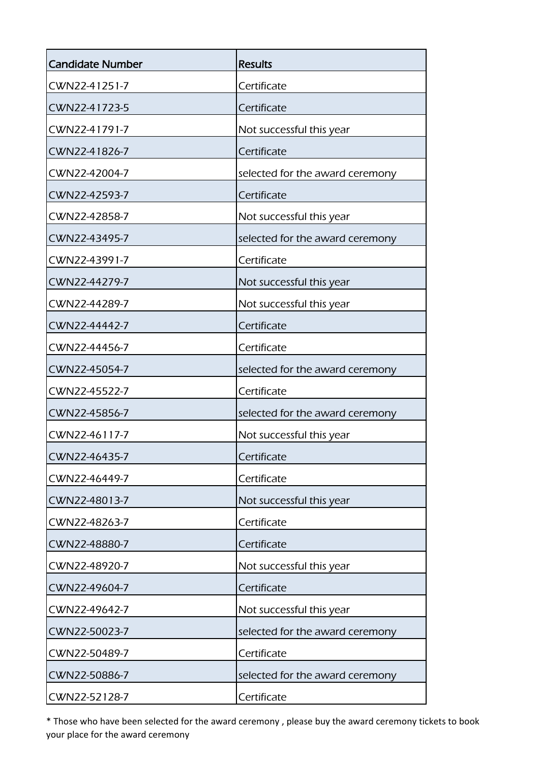| Candidate Number | Results |
|---|---|
| CWN22-41251-7 | Certificate |
| CWN22-41723-5 | Certificate |
| CWN22-41791-7 | Not successful this year |
| CWN22-41826-7 | Certificate |
| CWN22-42004-7 | selected for the award ceremony |
| CWN22-42593-7 | Certificate |
| CWN22-42858-7 | Not successful this year |
| CWN22-43495-7 | selected for the award ceremony |
| CWN22-43991-7 | Certificate |
| CWN22-44279-7 | Not successful this year |
| CWN22-44289-7 | Not successful this year |
| CWN22-44442-7 | Certificate |
| CWN22-44456-7 | Certificate |
| CWN22-45054-7 | selected for the award ceremony |
| CWN22-45522-7 | Certificate |
| CWN22-45856-7 | selected for the award ceremony |
| CWN22-46117-7 | Not successful this year |
| CWN22-46435-7 | Certificate |
| CWN22-46449-7 | Certificate |
| CWN22-48013-7 | Not successful this year |
| CWN22-48263-7 | Certificate |
| CWN22-48880-7 | Certificate |
| CWN22-48920-7 | Not successful this year |
| CWN22-49604-7 | Certificate |
| CWN22-49642-7 | Not successful this year |
| CWN22-50023-7 | selected for the award ceremony |
| CWN22-50489-7 | Certificate |
| CWN22-50886-7 | selected for the award ceremony |
| CWN22-52128-7 | Certificate |

* Those who have been selected for the award ceremony , please buy the award ceremony tickets to book your place for the award ceremony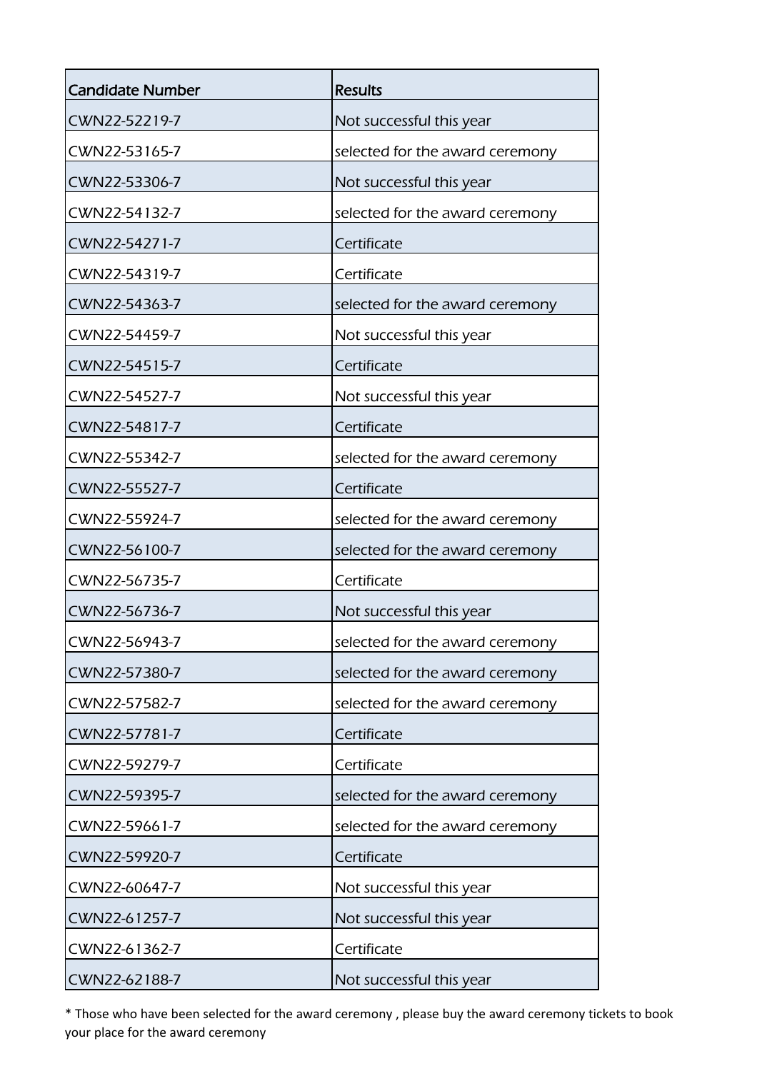| Candidate Number | Results |
|---|---|
| CWN22-52219-7 | Not successful this year |
| CWN22-53165-7 | selected for the award ceremony |
| CWN22-53306-7 | Not successful this year |
| CWN22-54132-7 | selected for the award ceremony |
| CWN22-54271-7 | Certificate |
| CWN22-54319-7 | Certificate |
| CWN22-54363-7 | selected for the award ceremony |
| CWN22-54459-7 | Not successful this year |
| CWN22-54515-7 | Certificate |
| CWN22-54527-7 | Not successful this year |
| CWN22-54817-7 | Certificate |
| CWN22-55342-7 | selected for the award ceremony |
| CWN22-55527-7 | Certificate |
| CWN22-55924-7 | selected for the award ceremony |
| CWN22-56100-7 | selected for the award ceremony |
| CWN22-56735-7 | Certificate |
| CWN22-56736-7 | Not successful this year |
| CWN22-56943-7 | selected for the award ceremony |
| CWN22-57380-7 | selected for the award ceremony |
| CWN22-57582-7 | selected for the award ceremony |
| CWN22-57781-7 | Certificate |
| CWN22-59279-7 | Certificate |
| CWN22-59395-7 | selected for the award ceremony |
| CWN22-59661-7 | selected for the award ceremony |
| CWN22-59920-7 | Certificate |
| CWN22-60647-7 | Not successful this year |
| CWN22-61257-7 | Not successful this year |
| CWN22-61362-7 | Certificate |
| CWN22-62188-7 | Not successful this year |

* Those who have been selected for the award ceremony , please buy the award ceremony tickets to book your place for the award ceremony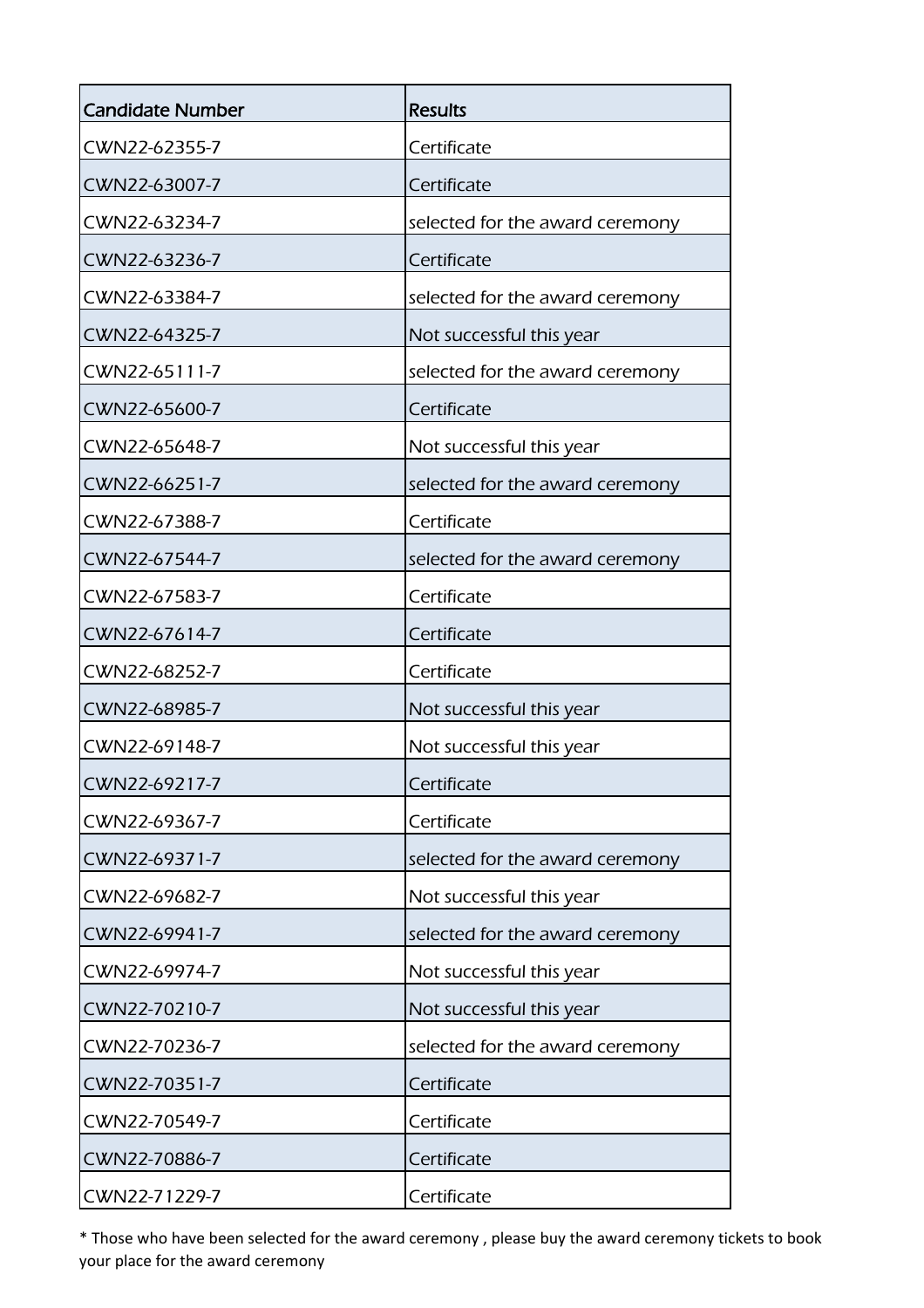| Candidate Number | Results |
|---|---|
| CWN22-62355-7 | Certificate |
| CWN22-63007-7 | Certificate |
| CWN22-63234-7 | selected for the award ceremony |
| CWN22-63236-7 | Certificate |
| CWN22-63384-7 | selected for the award ceremony |
| CWN22-64325-7 | Not successful this year |
| CWN22-65111-7 | selected for the award ceremony |
| CWN22-65600-7 | Certificate |
| CWN22-65648-7 | Not successful this year |
| CWN22-66251-7 | selected for the award ceremony |
| CWN22-67388-7 | Certificate |
| CWN22-67544-7 | selected for the award ceremony |
| CWN22-67583-7 | Certificate |
| CWN22-67614-7 | Certificate |
| CWN22-68252-7 | Certificate |
| CWN22-68985-7 | Not successful this year |
| CWN22-69148-7 | Not successful this year |
| CWN22-69217-7 | Certificate |
| CWN22-69367-7 | Certificate |
| CWN22-69371-7 | selected for the award ceremony |
| CWN22-69682-7 | Not successful this year |
| CWN22-69941-7 | selected for the award ceremony |
| CWN22-69974-7 | Not successful this year |
| CWN22-70210-7 | Not successful this year |
| CWN22-70236-7 | selected for the award ceremony |
| CWN22-70351-7 | Certificate |
| CWN22-70549-7 | Certificate |
| CWN22-70886-7 | Certificate |
| CWN22-71229-7 | Certificate |

* Those who have been selected for the award ceremony , please buy the award ceremony tickets to book your place for the award ceremony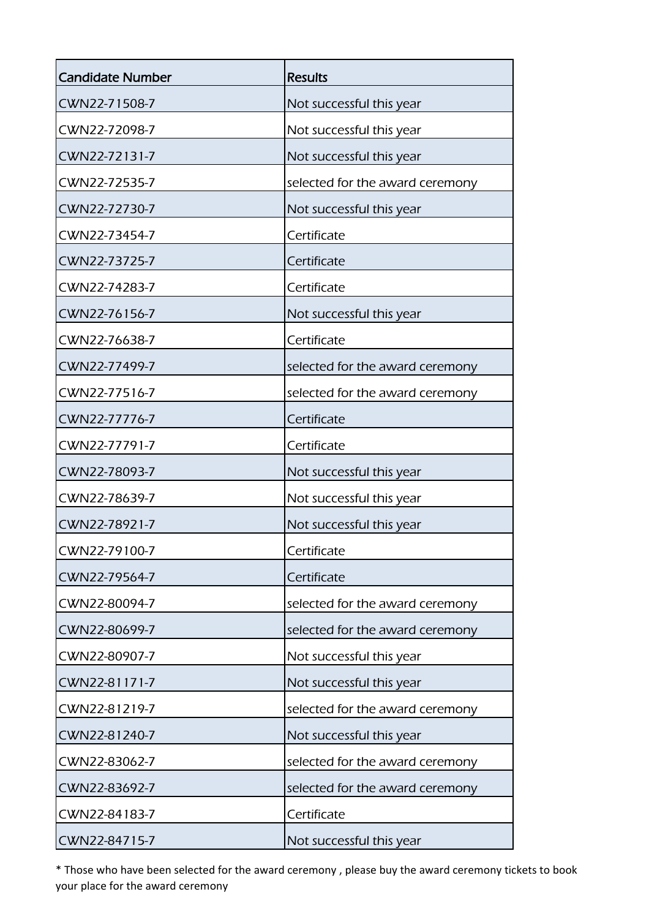| Candidate Number | Results |
| --- | --- |
| CWN22-71508-7 | Not successful this year |
| CWN22-72098-7 | Not successful this year |
| CWN22-72131-7 | Not successful this year |
| CWN22-72535-7 | selected for the award ceremony |
| CWN22-72730-7 | Not successful this year |
| CWN22-73454-7 | Certificate |
| CWN22-73725-7 | Certificate |
| CWN22-74283-7 | Certificate |
| CWN22-76156-7 | Not successful this year |
| CWN22-76638-7 | Certificate |
| CWN22-77499-7 | selected for the award ceremony |
| CWN22-77516-7 | selected for the award ceremony |
| CWN22-77776-7 | Certificate |
| CWN22-77791-7 | Certificate |
| CWN22-78093-7 | Not successful this year |
| CWN22-78639-7 | Not successful this year |
| CWN22-78921-7 | Not successful this year |
| CWN22-79100-7 | Certificate |
| CWN22-79564-7 | Certificate |
| CWN22-80094-7 | selected for the award ceremony |
| CWN22-80699-7 | selected for the award ceremony |
| CWN22-80907-7 | Not successful this year |
| CWN22-81171-7 | Not successful this year |
| CWN22-81219-7 | selected for the award ceremony |
| CWN22-81240-7 | Not successful this year |
| CWN22-83062-7 | selected for the award ceremony |
| CWN22-83692-7 | selected for the award ceremony |
| CWN22-84183-7 | Certificate |
| CWN22-84715-7 | Not successful this year |

* Those who have been selected for the award ceremony , please buy the award ceremony tickets to book your place for the award ceremony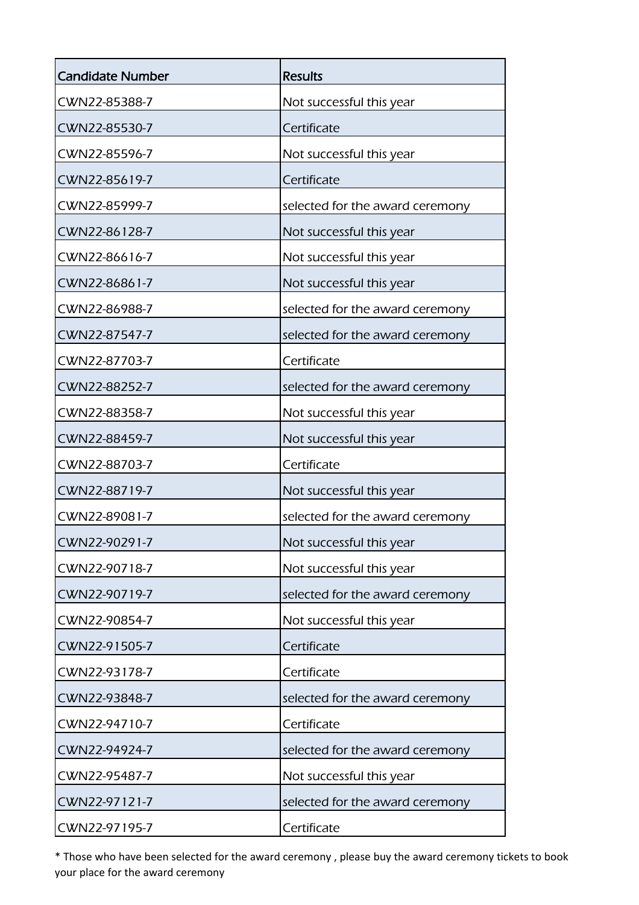| Candidate Number | Results |
| --- | --- |
| CWN22-85388-7 | Not successful this year |
| CWN22-85530-7 | Certificate |
| CWN22-85596-7 | Not successful this year |
| CWN22-85619-7 | Certificate |
| CWN22-85999-7 | selected for the award ceremony |
| CWN22-86128-7 | Not successful this year |
| CWN22-86616-7 | Not successful this year |
| CWN22-86861-7 | Not successful this year |
| CWN22-86988-7 | selected for the award ceremony |
| CWN22-87547-7 | selected for the award ceremony |
| CWN22-87703-7 | Certificate |
| CWN22-88252-7 | selected for the award ceremony |
| CWN22-88358-7 | Not successful this year |
| CWN22-88459-7 | Not successful this year |
| CWN22-88703-7 | Certificate |
| CWN22-88719-7 | Not successful this year |
| CWN22-89081-7 | selected for the award ceremony |
| CWN22-90291-7 | Not successful this year |
| CWN22-90718-7 | Not successful this year |
| CWN22-90719-7 | selected for the award ceremony |
| CWN22-90854-7 | Not successful this year |
| CWN22-91505-7 | Certificate |
| CWN22-93178-7 | Certificate |
| CWN22-93848-7 | selected for the award ceremony |
| CWN22-94710-7 | Certificate |
| CWN22-94924-7 | selected for the award ceremony |
| CWN22-95487-7 | Not successful this year |
| CWN22-97121-7 | selected for the award ceremony |
| CWN22-97195-7 | Certificate |

* Those who have been selected for the award ceremony , please buy the award ceremony tickets to book your place for the award ceremony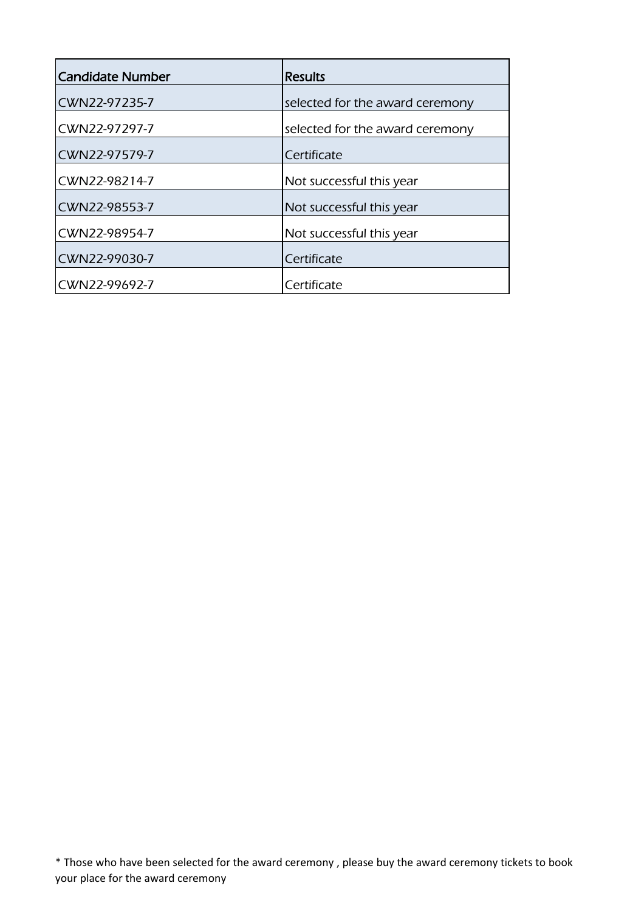| Candidate Number | Results |
| --- | --- |
| CWN22-97235-7 | selected for the award ceremony |
| CWN22-97297-7 | selected for the award ceremony |
| CWN22-97579-7 | Certificate |
| CWN22-98214-7 | Not successful this year |
| CWN22-98553-7 | Not successful this year |
| CWN22-98954-7 | Not successful this year |
| CWN22-99030-7 | Certificate |
| CWN22-99692-7 | Certificate |

* Those who have been selected for the award ceremony , please buy the award ceremony tickets to book your place for the award ceremony